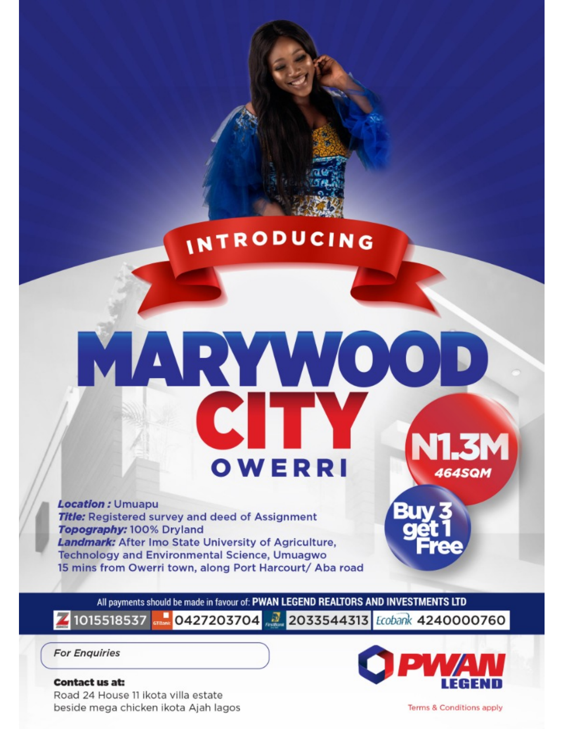INTRODUCING

# MARYWOOD CITY

## OWERRI

**N1.3M**
**464SQM**

**Buy 3 get 1 Free**

***Location :*** Umuapu
***Title:*** Registered survey and deed of Assignment
***Topography:*** 100% Dryland
***Landmark:*** After Imo State University of Agriculture, Technology and Environmental Science, Umuagwo
15 mins from Owerri town, along Port Harcourt/ Aba road

All payments should be made in favour of: **PWAN LEGEND REALTORS AND INVESTMENTS LTD**

| Zenith | GTBank | FirstBank | Ecobank |
|---|---|---|---|
| 1015518537 | 0427203704 | 2033544313 | 4240000760 |

*For Enquiries*

**Contact us at:**
Road 24 House 11 ikota villa estate
beside mega chicken ikota Ajah lagos

**PWAN LEGEND**

Terms & Conditions apply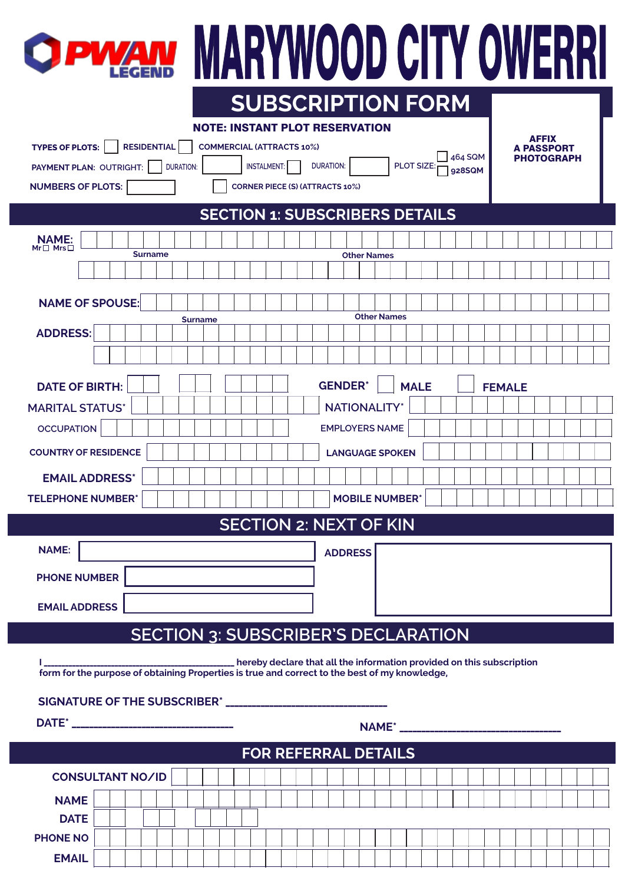# PWAN LEGEND MARYWOOD CITY OWERRI

## SUBSCRIPTION FORM

**NOTE: INSTANT PLOT RESERVATION**

**AFFIX A PASSPORT PHOTOGRAPH**

TYPES OF PLOTS: ☐ RESIDENTIAL ☐ COMMERCIAL (ATTRACTS 10%)

PAYMENT PLAN: OUTRIGHT: ☐ DURATION: ____ INSTALMENT: ☐ DURATION: ____ PLOT SIZE: ☐ 464 SQM ☐ 928SQM

NUMBERS OF PLOTS: ____ ☐ CORNER PIECE (S) (ATTRACTS 10%)

## SECTION 1: SUBSCRIBERS DETAILS

NAME: Mr ☐ Mrs ☐ ____
Surname ____ Other Names ____

NAME OF SPOUSE: ____
Surname ____ Other Names ____

ADDRESS: ____

DATE OF BIRTH: ____ GENDER* ☐ MALE ☐ FEMALE

MARITAL STATUS* ____ NATIONALITY* ____

OCCUPATION ____ EMPLOYERS NAME ____

COUNTRY OF RESIDENCE ____ LANGUAGE SPOKEN ____

EMAIL ADDRESS* ____

TELEPHONE NUMBER* ____ MOBILE NUMBER* ____

## SECTION 2: NEXT OF KIN

NAME: ____

PHONE NUMBER ____

EMAIL ADDRESS ____

ADDRESS ____

## SECTION 3: SUBSCRIBER'S DECLARATION

I ________________________________________ hereby declare that all the information provided on this subscription form for the purpose of obtaining Properties is true and correct to the best of my knowledge,

SIGNATURE OF THE SUBSCRIBER* ______________________________

DATE* ______________________________ NAME* ______________________________

## FOR REFERRAL DETAILS

CONSULTANT NO/ID ____

NAME ____

DATE ____

PHONE NO ____

EMAIL ____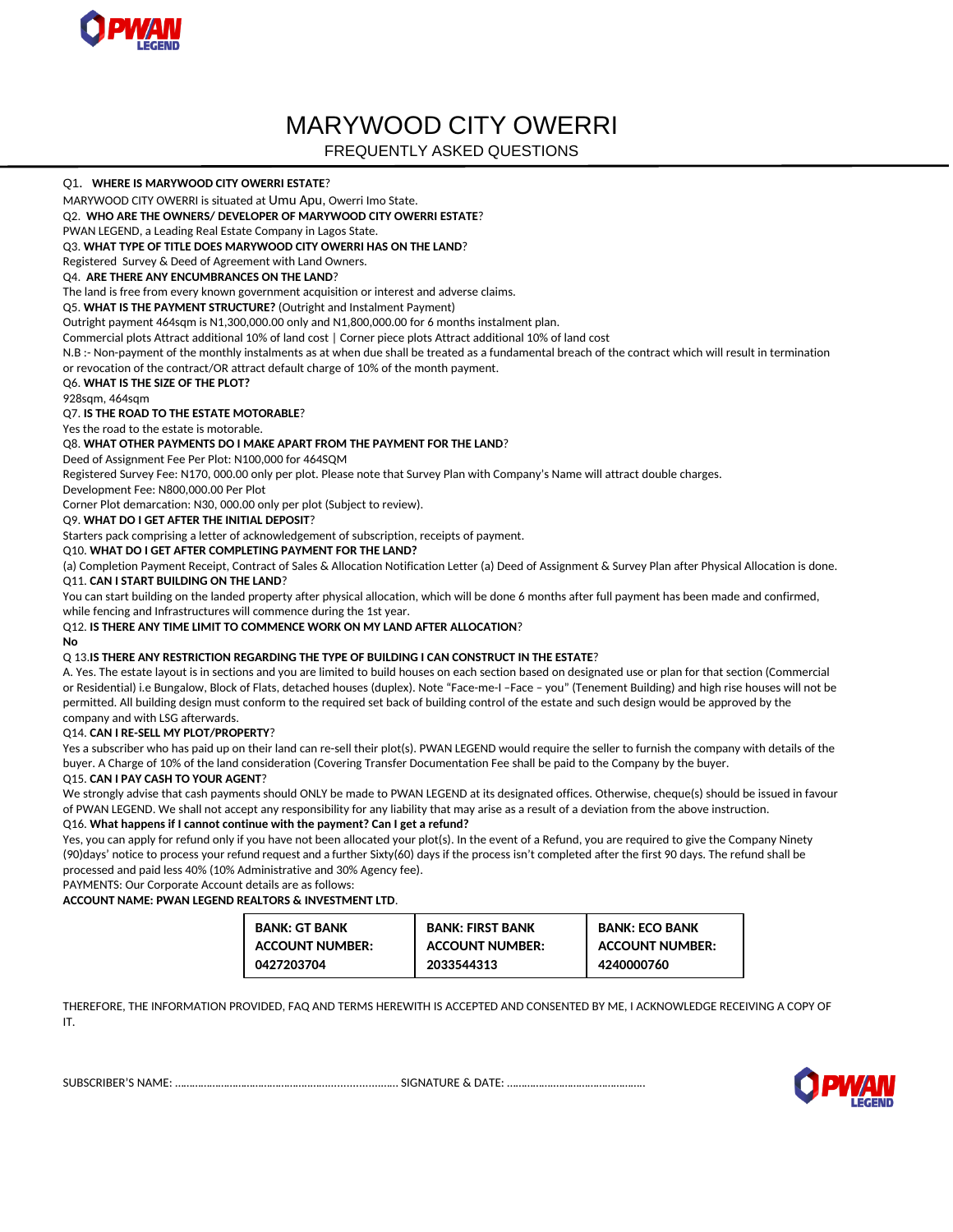# MARYWOOD CITY OWERRI

## FREQUENTLY ASKED QUESTIONS

Q1. **WHERE IS MARYWOOD CITY OWERRI ESTATE**?

MARYWOOD CITY OWERRI is situated at Umu Apu, Owerri Imo State.

Q2. **WHO ARE THE OWNERS/ DEVELOPER OF MARYWOOD CITY OWERRI ESTATE**?

PWAN LEGEND, a Leading Real Estate Company in Lagos State.

Q3. **WHAT TYPE OF TITLE DOES MARYWOOD CITY OWERRI HAS ON THE LAND**?

Registered Survey & Deed of Agreement with Land Owners.

Q4. **ARE THERE ANY ENCUMBRANCES ON THE LAND**?

The land is free from every known government acquisition or interest and adverse claims.

Q5. **WHAT IS THE PAYMENT STRUCTURE?** (Outright and Instalment Payment)

Outright payment 464sqm is N1,300,000.00 only and N1,800,000.00 for 6 months instalment plan.

Commercial plots Attract additional 10% of land cost | Corner piece plots Attract additional 10% of land cost

N.B :- Non-payment of the monthly instalments as at when due shall be treated as a fundamental breach of the contract which will result in termination or revocation of the contract/OR attract default charge of 10% of the month payment.

Q6. **WHAT IS THE SIZE OF THE PLOT?**

928sqm, 464sqm

Q7. **IS THE ROAD TO THE ESTATE MOTORABLE**?

Yes the road to the estate is motorable.

Q8. **WHAT OTHER PAYMENTS DO I MAKE APART FROM THE PAYMENT FOR THE LAND**?

Deed of Assignment Fee Per Plot: N100,000 for 464SQM

Registered Survey Fee: N170, 000.00 only per plot. Please note that Survey Plan with Company's Name will attract double charges.

Development Fee: N800,000.00 Per Plot

Corner Plot demarcation: N30, 000.00 only per plot (Subject to review).

Q9. **WHAT DO I GET AFTER THE INITIAL DEPOSIT**?

Starters pack comprising a letter of acknowledgement of subscription, receipts of payment.

Q10. **WHAT DO I GET AFTER COMPLETING PAYMENT FOR THE LAND?**

(a) Completion Payment Receipt, Contract of Sales & Allocation Notification Letter (a) Deed of Assignment & Survey Plan after Physical Allocation is done.

Q11. **CAN I START BUILDING ON THE LAND**?

You can start building on the landed property after physical allocation, which will be done 6 months after full payment has been made and confirmed, while fencing and Infrastructures will commence during the 1st year.

Q12. **IS THERE ANY TIME LIMIT TO COMMENCE WORK ON MY LAND AFTER ALLOCATION**?

**No**

Q 13.**IS THERE ANY RESTRICTION REGARDING THE TYPE OF BUILDING I CAN CONSTRUCT IN THE ESTATE**?

A. Yes. The estate layout is in sections and you are limited to build houses on each section based on designated use or plan for that section (Commercial or Residential) i.e Bungalow, Block of Flats, detached houses (duplex). Note "Face-me-I –Face – you" (Tenement Building) and high rise houses will not be permitted. All building design must conform to the required set back of building control of the estate and such design would be approved by the company and with LSG afterwards.

Q14. **CAN I RE-SELL MY PLOT/PROPERTY**?

Yes a subscriber who has paid up on their land can re-sell their plot(s). PWAN LEGEND would require the seller to furnish the company with details of the buyer. A Charge of 10% of the land consideration (Covering Transfer Documentation Fee shall be paid to the Company by the buyer.

Q15. **CAN I PAY CASH TO YOUR AGENT**?

We strongly advise that cash payments should ONLY be made to PWAN LEGEND at its designated offices. Otherwise, cheque(s) should be issued in favour of PWAN LEGEND. We shall not accept any responsibility for any liability that may arise as a result of a deviation from the above instruction.

Q16. **What happens if I cannot continue with the payment? Can I get a refund?**

Yes, you can apply for refund only if you have not been allocated your plot(s). In the event of a Refund, you are required to give the Company Ninety (90)days' notice to process your refund request and a further Sixty(60) days if the process isn't completed after the first 90 days. The refund shall be processed and paid less 40% (10% Administrative and 30% Agency fee).

PAYMENTS: Our Corporate Account details are as follows:

**ACCOUNT NAME: PWAN LEGEND REALTORS & INVESTMENT LTD**.

| | | |
|---|---|---|
| **BANK: GT BANK ACCOUNT NUMBER: 0427203704** | **BANK: FIRST BANK ACCOUNT NUMBER: 2033544313** | **BANK: ECO BANK ACCOUNT NUMBER: 4240000760** |

THEREFORE, THE INFORMATION PROVIDED, FAQ AND TERMS HEREWITH IS ACCEPTED AND CONSENTED BY ME, I ACKNOWLEDGE RECEIVING A COPY OF IT.

SUBSCRIBER'S NAME: ………………………………………………………………… SIGNATURE & DATE: ………………………………………….